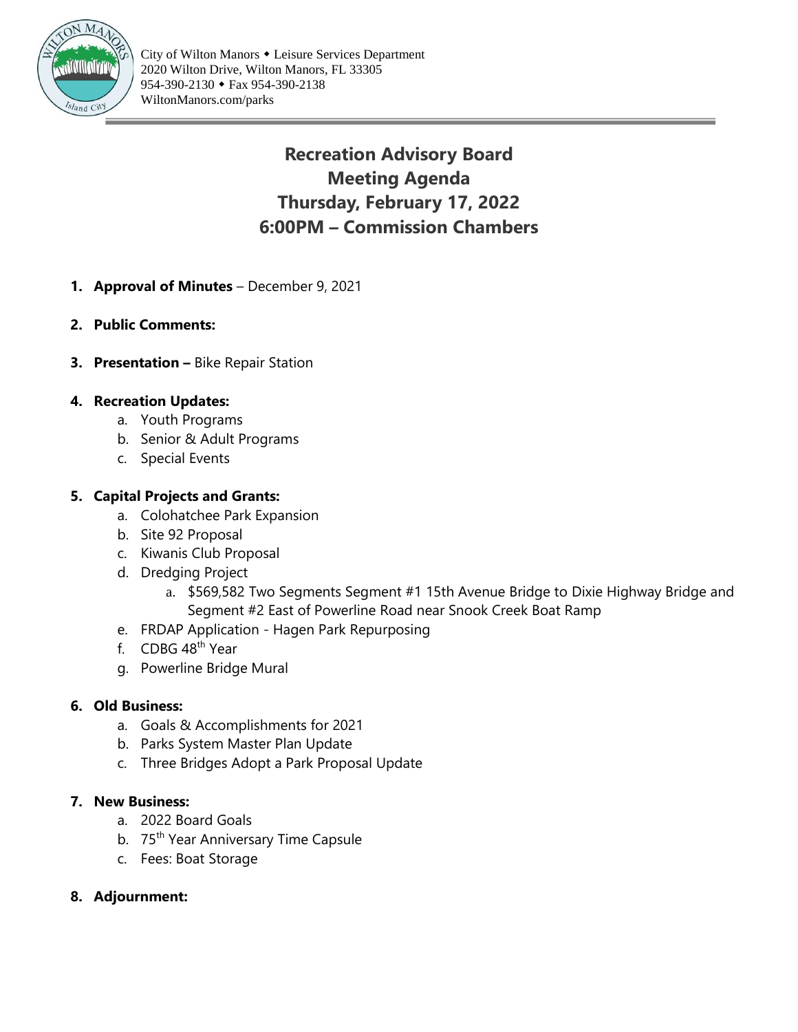City of Wilton Manors ◆ Leisure Services Department
2020 Wilton Drive, Wilton Manors, FL 33305
954-390-2130 ◆ Fax 954-390-2138
WiltonManors.com/parks

# Recreation Advisory Board
# Meeting Agenda
# Thursday, February 17, 2022
# 6:00PM – Commission Chambers

1. **Approval of Minutes** – December 9, 2021

2. **Public Comments:**

3. **Presentation –** Bike Repair Station

4. **Recreation Updates:**
   a. Youth Programs
   b. Senior & Adult Programs
   c. Special Events

5. **Capital Projects and Grants:**
   a. Colohatchee Park Expansion
   b. Site 92 Proposal
   c. Kiwanis Club Proposal
   d. Dredging Project
      a. $569,582 Two Segments Segment #1 15th Avenue Bridge to Dixie Highway Bridge and Segment #2 East of Powerline Road near Snook Creek Boat Ramp
   e. FRDAP Application - Hagen Park Repurposing
   f. CDBG 48th Year
   g. Powerline Bridge Mural

6. **Old Business:**
   a. Goals & Accomplishments for 2021
   b. Parks System Master Plan Update
   c. Three Bridges Adopt a Park Proposal Update

7. **New Business:**
   a. 2022 Board Goals
   b. 75th Year Anniversary Time Capsule
   c. Fees: Boat Storage

8. **Adjournment:**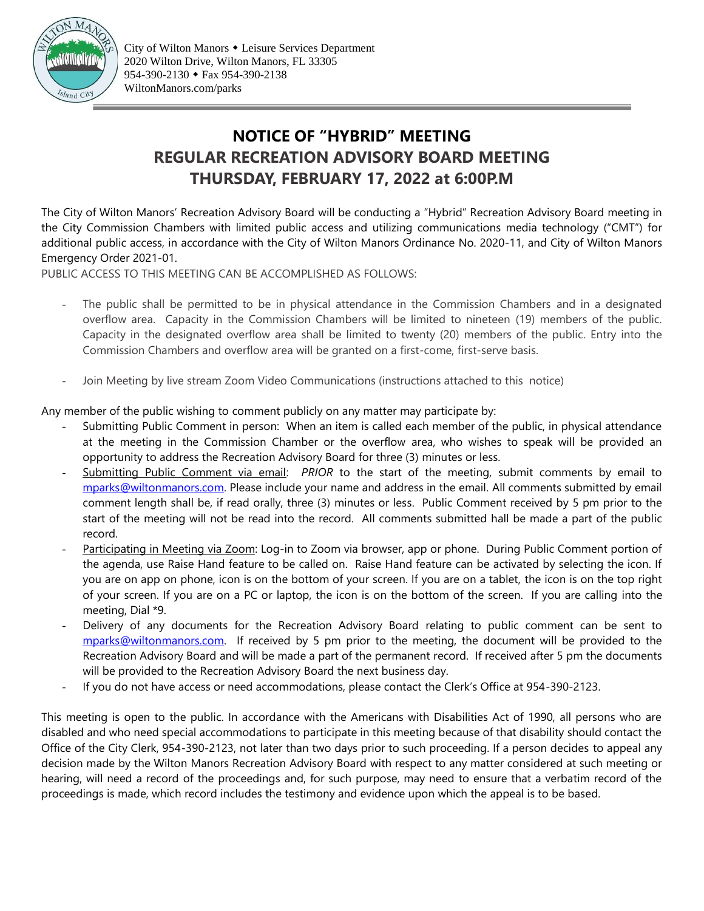City of Wilton Manors ◆ Leisure Services Department
2020 Wilton Drive, Wilton Manors, FL 33305
954-390-2130 ◆ Fax 954-390-2138
WiltonManors.com/parks

# NOTICE OF "HYBRID" MEETING
# REGULAR RECREATION ADVISORY BOARD MEETING
# THURSDAY, FEBRUARY 17, 2022 at 6:00P.M

The City of Wilton Manors' Recreation Advisory Board will be conducting a "Hybrid" Recreation Advisory Board meeting in the City Commission Chambers with limited public access and utilizing communications media technology ("CMT") for additional public access, in accordance with the City of Wilton Manors Ordinance No. 2020-11, and City of Wilton Manors Emergency Order 2021-01.

PUBLIC ACCESS TO THIS MEETING CAN BE ACCOMPLISHED AS FOLLOWS:

- The public shall be permitted to be in physical attendance in the Commission Chambers and in a designated overflow area. Capacity in the Commission Chambers will be limited to nineteen (19) members of the public. Capacity in the designated overflow area shall be limited to twenty (20) members of the public. Entry into the Commission Chambers and overflow area will be granted on a first-come, first-serve basis.
- Join Meeting by live stream Zoom Video Communications (instructions attached to this notice)

Any member of the public wishing to comment publicly on any matter may participate by:

- Submitting Public Comment in person: When an item is called each member of the public, in physical attendance at the meeting in the Commission Chamber or the overflow area, who wishes to speak will be provided an opportunity to address the Recreation Advisory Board for three (3) minutes or less.
- Submitting Public Comment via email: *PRIOR* to the start of the meeting, submit comments by email to mparks@wiltonmanors.com. Please include your name and address in the email. All comments submitted by email comment length shall be, if read orally, three (3) minutes or less. Public Comment received by 5 pm prior to the start of the meeting will not be read into the record. All comments submitted hall be made a part of the public record.
- Participating in Meeting via Zoom: Log-in to Zoom via browser, app or phone. During Public Comment portion of the agenda, use Raise Hand feature to be called on. Raise Hand feature can be activated by selecting the icon. If you are on app on phone, icon is on the bottom of your screen. If you are on a tablet, the icon is on the top right of your screen. If you are on a PC or laptop, the icon is on the bottom of the screen. If you are calling into the meeting, Dial *9.
- Delivery of any documents for the Recreation Advisory Board relating to public comment can be sent to mparks@wiltonmanors.com. If received by 5 pm prior to the meeting, the document will be provided to the Recreation Advisory Board and will be made a part of the permanent record. If received after 5 pm the documents will be provided to the Recreation Advisory Board the next business day.
- If you do not have access or need accommodations, please contact the Clerk's Office at 954-390-2123.

This meeting is open to the public. In accordance with the Americans with Disabilities Act of 1990, all persons who are disabled and who need special accommodations to participate in this meeting because of that disability should contact the Office of the City Clerk, 954-390-2123, not later than two days prior to such proceeding. If a person decides to appeal any decision made by the Wilton Manors Recreation Advisory Board with respect to any matter considered at such meeting or hearing, will need a record of the proceedings and, for such purpose, may need to ensure that a verbatim record of the proceedings is made, which record includes the testimony and evidence upon which the appeal is to be based.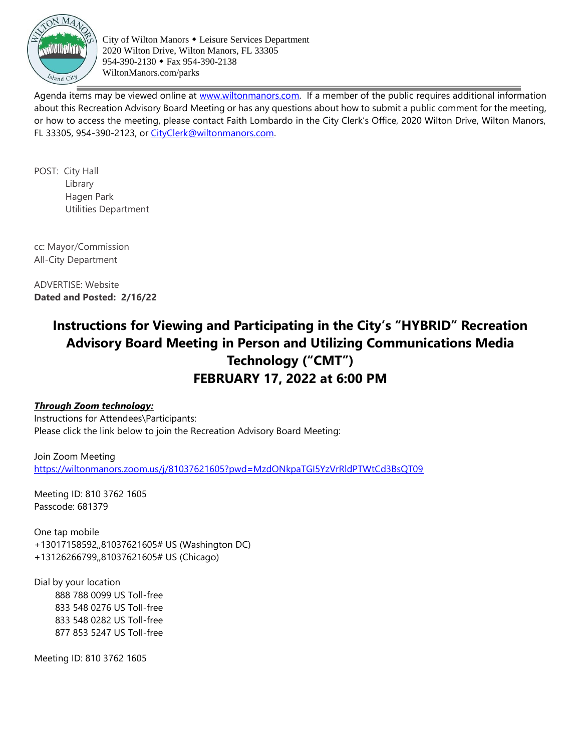City of Wilton Manors ◆ Leisure Services Department
2020 Wilton Drive, Wilton Manors, FL 33305
954-390-2130 ◆ Fax 954-390-2138
WiltonManors.com/parks

Agenda items may be viewed online at www.wiltonmanors.com. If a member of the public requires additional information about this Recreation Advisory Board Meeting or has any questions about how to submit a public comment for the meeting, or how to access the meeting, please contact Faith Lombardo in the City Clerk's Office, 2020 Wilton Drive, Wilton Manors, FL 33305, 954-390-2123, or CityClerk@wiltonmanors.com.

POST: City Hall
Library
Hagen Park
Utilities Department

cc: Mayor/Commission
All-City Department

ADVERTISE: Website
**Dated and Posted: 2/16/22**

# Instructions for Viewing and Participating in the City's "HYBRID" Recreation Advisory Board Meeting in Person and Utilizing Communications Media Technology ("CMT")
# FEBRUARY 17, 2022 at 6:00 PM

***Through Zoom technology:***
Instructions for Attendees\Participants:
Please click the link below to join the Recreation Advisory Board Meeting:

Join Zoom Meeting
https://wiltonmanors.zoom.us/j/81037621605?pwd=MzdONkpaTGI5YzVrRldPTWtCd3BsQT09

Meeting ID: 810 3762 1605
Passcode: 681379

One tap mobile
+13017158592,,81037621605# US (Washington DC)
+13126266799,,81037621605# US (Chicago)

Dial by your location
888 788 0099 US Toll-free
833 548 0276 US Toll-free
833 548 0282 US Toll-free
877 853 5247 US Toll-free

Meeting ID: 810 3762 1605